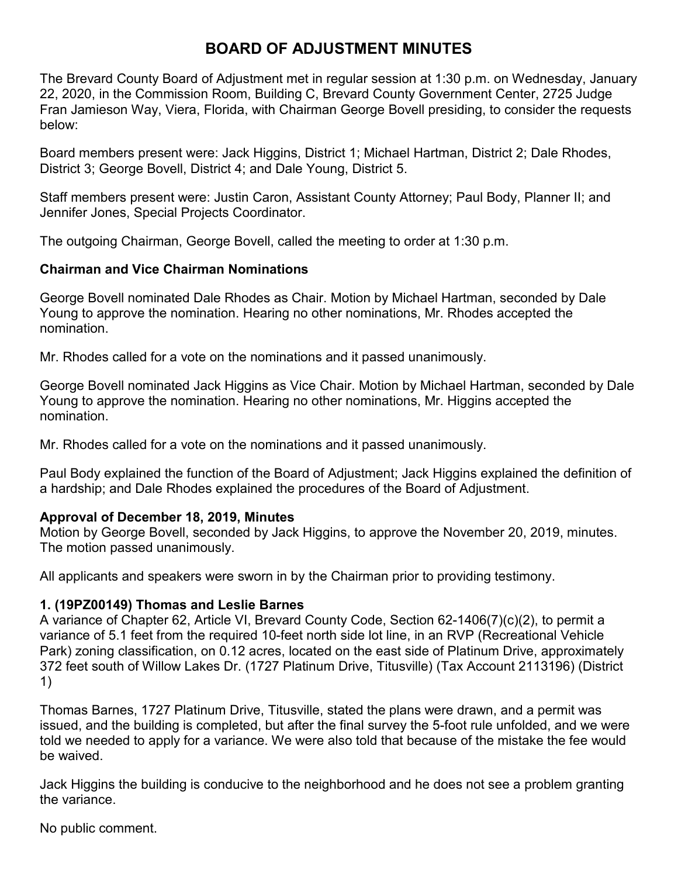# BOARD OF ADJUSTMENT MINUTES

The Brevard County Board of Adjustment met in regular session at 1:30 p.m. on Wednesday, January 22, 2020, in the Commission Room, Building C, Brevard County Government Center, 2725 Judge Fran Jamieson Way, Viera, Florida, with Chairman George Bovell presiding, to consider the requests below:

Board members present were: Jack Higgins, District 1; Michael Hartman, District 2; Dale Rhodes, District 3; George Bovell, District 4; and Dale Young, District 5.

Staff members present were: Justin Caron, Assistant County Attorney; Paul Body, Planner II; and Jennifer Jones, Special Projects Coordinator.

The outgoing Chairman, George Bovell, called the meeting to order at 1:30 p.m.

**Chairman and Vice Chairman Nominations**

George Bovell nominated Dale Rhodes as Chair. Motion by Michael Hartman, seconded by Dale Young to approve the nomination. Hearing no other nominations, Mr. Rhodes accepted the nomination.

Mr. Rhodes called for a vote on the nominations and it passed unanimously.

George Bovell nominated Jack Higgins as Vice Chair. Motion by Michael Hartman, seconded by Dale Young to approve the nomination. Hearing no other nominations, Mr. Higgins accepted the nomination.

Mr. Rhodes called for a vote on the nominations and it passed unanimously.

Paul Body explained the function of the Board of Adjustment; Jack Higgins explained the definition of a hardship; and Dale Rhodes explained the procedures of the Board of Adjustment.

**Approval of December 18, 2019, Minutes**

Motion by George Bovell, seconded by Jack Higgins, to approve the November 20, 2019, minutes. The motion passed unanimously.

All applicants and speakers were sworn in by the Chairman prior to providing testimony.

**1. (19PZ00149) Thomas and Leslie Barnes**

A variance of Chapter 62, Article VI, Brevard County Code, Section 62-1406(7)(c)(2), to permit a variance of 5.1 feet from the required 10-feet north side lot line, in an RVP (Recreational Vehicle Park) zoning classification, on 0.12 acres, located on the east side of Platinum Drive, approximately 372 feet south of Willow Lakes Dr. (1727 Platinum Drive, Titusville) (Tax Account 2113196) (District 1)

Thomas Barnes, 1727 Platinum Drive, Titusville, stated the plans were drawn, and a permit was issued, and the building is completed, but after the final survey the 5-foot rule unfolded, and we were told we needed to apply for a variance. We were also told that because of the mistake the fee would be waived.

Jack Higgins the building is conducive to the neighborhood and he does not see a problem granting the variance.

No public comment.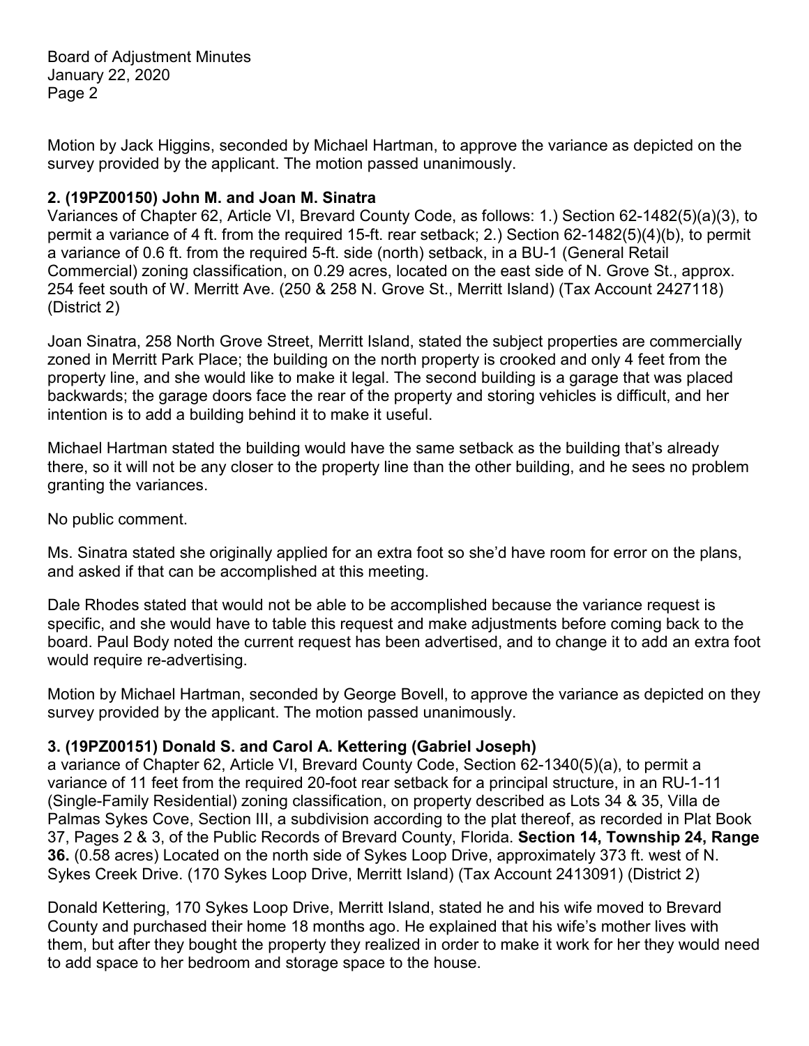Motion by Jack Higgins, seconded by Michael Hartman, to approve the variance as depicted on the survey provided by the applicant. The motion passed unanimously.

**2. (19PZ00150) John M. and Joan M. Sinatra**

Variances of Chapter 62, Article VI, Brevard County Code, as follows: 1.) Section 62-1482(5)(a)(3), to permit a variance of 4 ft. from the required 15-ft. rear setback; 2.) Section 62-1482(5)(4)(b), to permit a variance of 0.6 ft. from the required 5-ft. side (north) setback, in a BU-1 (General Retail Commercial) zoning classification, on 0.29 acres, located on the east side of N. Grove St., approx. 254 feet south of W. Merritt Ave. (250 & 258 N. Grove St., Merritt Island) (Tax Account 2427118) (District 2)

Joan Sinatra, 258 North Grove Street, Merritt Island, stated the subject properties are commercially zoned in Merritt Park Place; the building on the north property is crooked and only 4 feet from the property line, and she would like to make it legal. The second building is a garage that was placed backwards; the garage doors face the rear of the property and storing vehicles is difficult, and her intention is to add a building behind it to make it useful.

Michael Hartman stated the building would have the same setback as the building that's already there, so it will not be any closer to the property line than the other building, and he sees no problem granting the variances.

No public comment.

Ms. Sinatra stated she originally applied for an extra foot so she'd have room for error on the plans, and asked if that can be accomplished at this meeting.

Dale Rhodes stated that would not be able to be accomplished because the variance request is specific, and she would have to table this request and make adjustments before coming back to the board. Paul Body noted the current request has been advertised, and to change it to add an extra foot would require re-advertising.

Motion by Michael Hartman, seconded by George Bovell, to approve the variance as depicted on they survey provided by the applicant. The motion passed unanimously.

**3. (19PZ00151) Donald S. and Carol A. Kettering (Gabriel Joseph)**

a variance of Chapter 62, Article VI, Brevard County Code, Section 62-1340(5)(a), to permit a variance of 11 feet from the required 20-foot rear setback for a principal structure, in an RU-1-11 (Single-Family Residential) zoning classification, on property described as Lots 34 & 35, Villa de Palmas Sykes Cove, Section III, a subdivision according to the plat thereof, as recorded in Plat Book 37, Pages 2 & 3, of the Public Records of Brevard County, Florida. **Section 14, Township 24, Range 36.** (0.58 acres) Located on the north side of Sykes Loop Drive, approximately 373 ft. west of N. Sykes Creek Drive. (170 Sykes Loop Drive, Merritt Island) (Tax Account 2413091) (District 2)

Donald Kettering, 170 Sykes Loop Drive, Merritt Island, stated he and his wife moved to Brevard County and purchased their home 18 months ago. He explained that his wife's mother lives with them, but after they bought the property they realized in order to make it work for her they would need to add space to her bedroom and storage space to the house.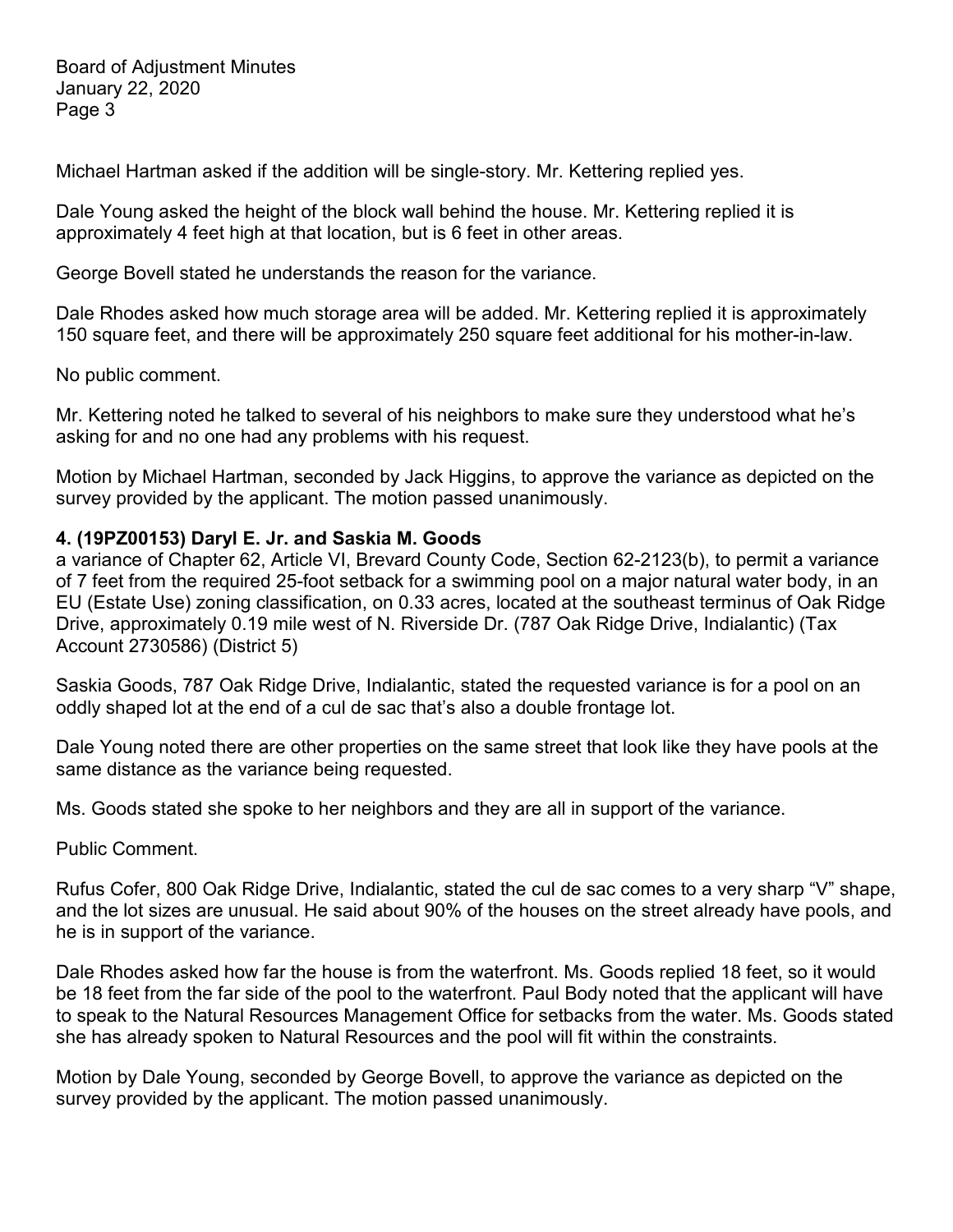Michael Hartman asked if the addition will be single-story. Mr. Kettering replied yes.

Dale Young asked the height of the block wall behind the house. Mr. Kettering replied it is approximately 4 feet high at that location, but is 6 feet in other areas.

George Bovell stated he understands the reason for the variance.

Dale Rhodes asked how much storage area will be added. Mr. Kettering replied it is approximately 150 square feet, and there will be approximately 250 square feet additional for his mother-in-law.

No public comment.

Mr. Kettering noted he talked to several of his neighbors to make sure they understood what he's asking for and no one had any problems with his request.

Motion by Michael Hartman, seconded by Jack Higgins, to approve the variance as depicted on the survey provided by the applicant. The motion passed unanimously.

**4. (19PZ00153) Daryl E. Jr. and Saskia M. Goods**

a variance of Chapter 62, Article VI, Brevard County Code, Section 62-2123(b), to permit a variance of 7 feet from the required 25-foot setback for a swimming pool on a major natural water body, in an EU (Estate Use) zoning classification, on 0.33 acres, located at the southeast terminus of Oak Ridge Drive, approximately 0.19 mile west of N. Riverside Dr. (787 Oak Ridge Drive, Indialantic) (Tax Account 2730586) (District 5)

Saskia Goods, 787 Oak Ridge Drive, Indialantic, stated the requested variance is for a pool on an oddly shaped lot at the end of a cul de sac that's also a double frontage lot.

Dale Young noted there are other properties on the same street that look like they have pools at the same distance as the variance being requested.

Ms. Goods stated she spoke to her neighbors and they are all in support of the variance.

Public Comment.

Rufus Cofer, 800 Oak Ridge Drive, Indialantic, stated the cul de sac comes to a very sharp "V" shape, and the lot sizes are unusual. He said about 90% of the houses on the street already have pools, and he is in support of the variance.

Dale Rhodes asked how far the house is from the waterfront. Ms. Goods replied 18 feet, so it would be 18 feet from the far side of the pool to the waterfront. Paul Body noted that the applicant will have to speak to the Natural Resources Management Office for setbacks from the water. Ms. Goods stated she has already spoken to Natural Resources and the pool will fit within the constraints.

Motion by Dale Young, seconded by George Bovell, to approve the variance as depicted on the survey provided by the applicant. The motion passed unanimously.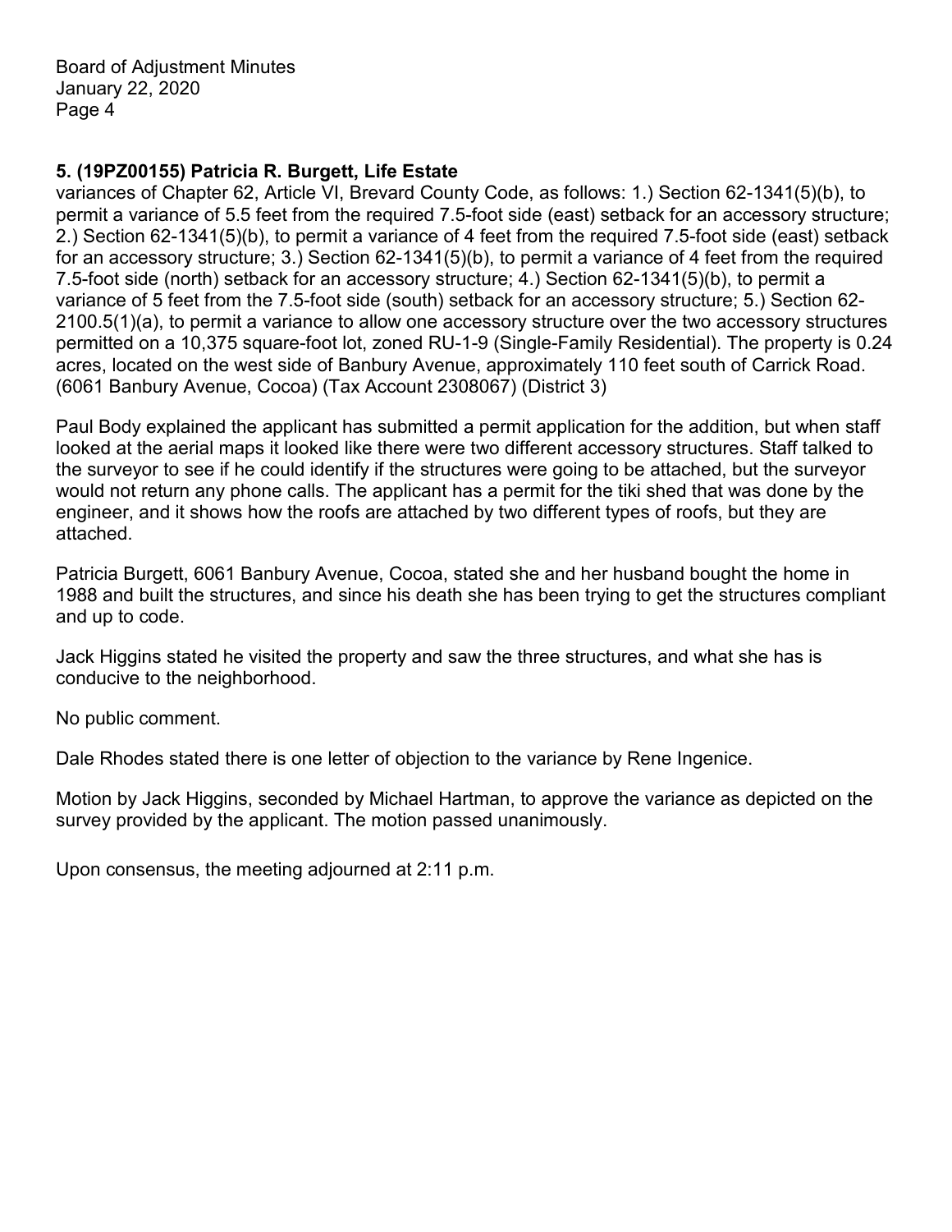**5. (19PZ00155) Patricia R. Burgett, Life Estate**
variances of Chapter 62, Article VI, Brevard County Code, as follows: 1.) Section 62-1341(5)(b), to permit a variance of 5.5 feet from the required 7.5-foot side (east) setback for an accessory structure; 2.) Section 62-1341(5)(b), to permit a variance of 4 feet from the required 7.5-foot side (east) setback for an accessory structure; 3.) Section 62-1341(5)(b), to permit a variance of 4 feet from the required 7.5-foot side (north) setback for an accessory structure; 4.) Section 62-1341(5)(b), to permit a variance of 5 feet from the 7.5-foot side (south) setback for an accessory structure; 5.) Section 62-2100.5(1)(a), to permit a variance to allow one accessory structure over the two accessory structures permitted on a 10,375 square-foot lot, zoned RU-1-9 (Single-Family Residential). The property is 0.24 acres, located on the west side of Banbury Avenue, approximately 110 feet south of Carrick Road. (6061 Banbury Avenue, Cocoa) (Tax Account 2308067) (District 3)

Paul Body explained the applicant has submitted a permit application for the addition, but when staff looked at the aerial maps it looked like there were two different accessory structures. Staff talked to the surveyor to see if he could identify if the structures were going to be attached, but the surveyor would not return any phone calls. The applicant has a permit for the tiki shed that was done by the engineer, and it shows how the roofs are attached by two different types of roofs, but they are attached.

Patricia Burgett, 6061 Banbury Avenue, Cocoa, stated she and her husband bought the home in 1988 and built the structures, and since his death she has been trying to get the structures compliant and up to code.

Jack Higgins stated he visited the property and saw the three structures, and what she has is conducive to the neighborhood.

No public comment.

Dale Rhodes stated there is one letter of objection to the variance by Rene Ingenice.

Motion by Jack Higgins, seconded by Michael Hartman, to approve the variance as depicted on the survey provided by the applicant. The motion passed unanimously.

Upon consensus, the meeting adjourned at 2:11 p.m.